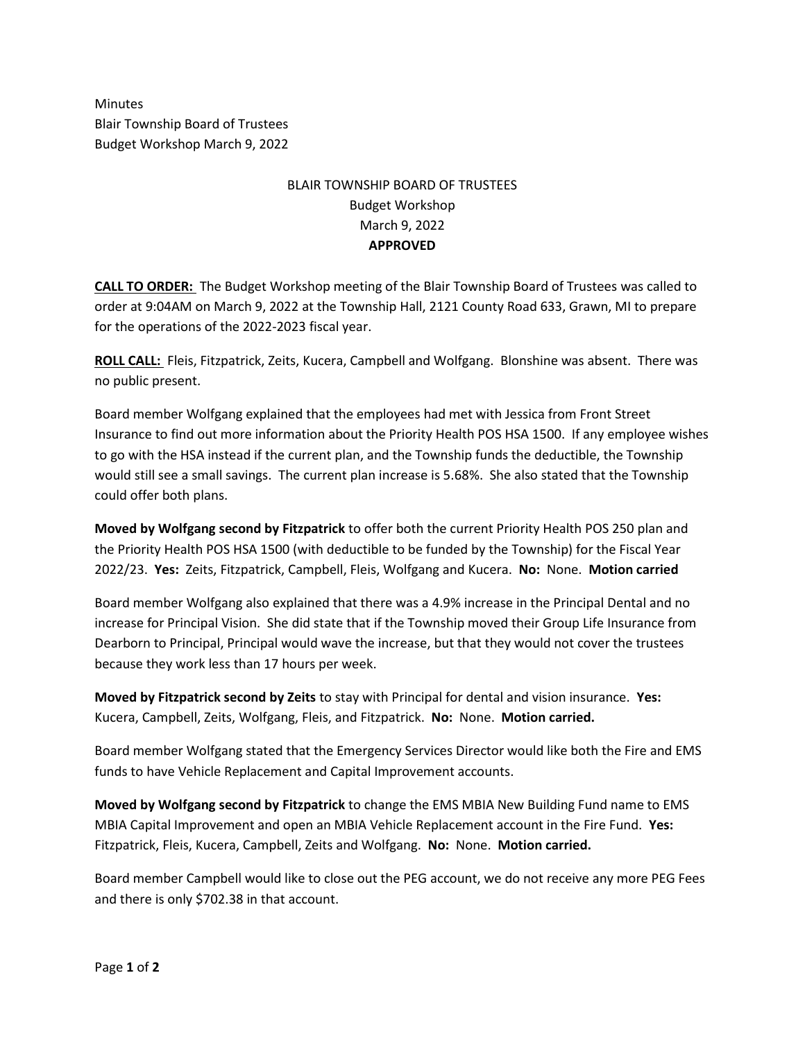Minutes
Blair Township Board of Trustees
Budget Workshop March 9, 2022

BLAIR TOWNSHIP BOARD OF TRUSTEES
Budget Workshop
March 9, 2022
**APPROVED**

**CALL TO ORDER:** The Budget Workshop meeting of the Blair Township Board of Trustees was called to order at 9:04AM on March 9, 2022 at the Township Hall, 2121 County Road 633, Grawn, MI to prepare for the operations of the 2022-2023 fiscal year.

**ROLL CALL:** Fleis, Fitzpatrick, Zeits, Kucera, Campbell and Wolfgang. Blonshine was absent. There was no public present.

Board member Wolfgang explained that the employees had met with Jessica from Front Street Insurance to find out more information about the Priority Health POS HSA 1500. If any employee wishes to go with the HSA instead if the current plan, and the Township funds the deductible, the Township would still see a small savings. The current plan increase is 5.68%. She also stated that the Township could offer both plans.

**Moved by Wolfgang second by Fitzpatrick** to offer both the current Priority Health POS 250 plan and the Priority Health POS HSA 1500 (with deductible to be funded by the Township) for the Fiscal Year 2022/23. **Yes:** Zeits, Fitzpatrick, Campbell, Fleis, Wolfgang and Kucera. **No:** None. **Motion carried**

Board member Wolfgang also explained that there was a 4.9% increase in the Principal Dental and no increase for Principal Vision. She did state that if the Township moved their Group Life Insurance from Dearborn to Principal, Principal would wave the increase, but that they would not cover the trustees because they work less than 17 hours per week.

**Moved by Fitzpatrick second by Zeits** to stay with Principal for dental and vision insurance. **Yes:** Kucera, Campbell, Zeits, Wolfgang, Fleis, and Fitzpatrick. **No:** None. **Motion carried.**

Board member Wolfgang stated that the Emergency Services Director would like both the Fire and EMS funds to have Vehicle Replacement and Capital Improvement accounts.

**Moved by Wolfgang second by Fitzpatrick** to change the EMS MBIA New Building Fund name to EMS MBIA Capital Improvement and open an MBIA Vehicle Replacement account in the Fire Fund. **Yes:** Fitzpatrick, Fleis, Kucera, Campbell, Zeits and Wolfgang. **No:** None. **Motion carried.**

Board member Campbell would like to close out the PEG account, we do not receive any more PEG Fees and there is only $702.38 in that account.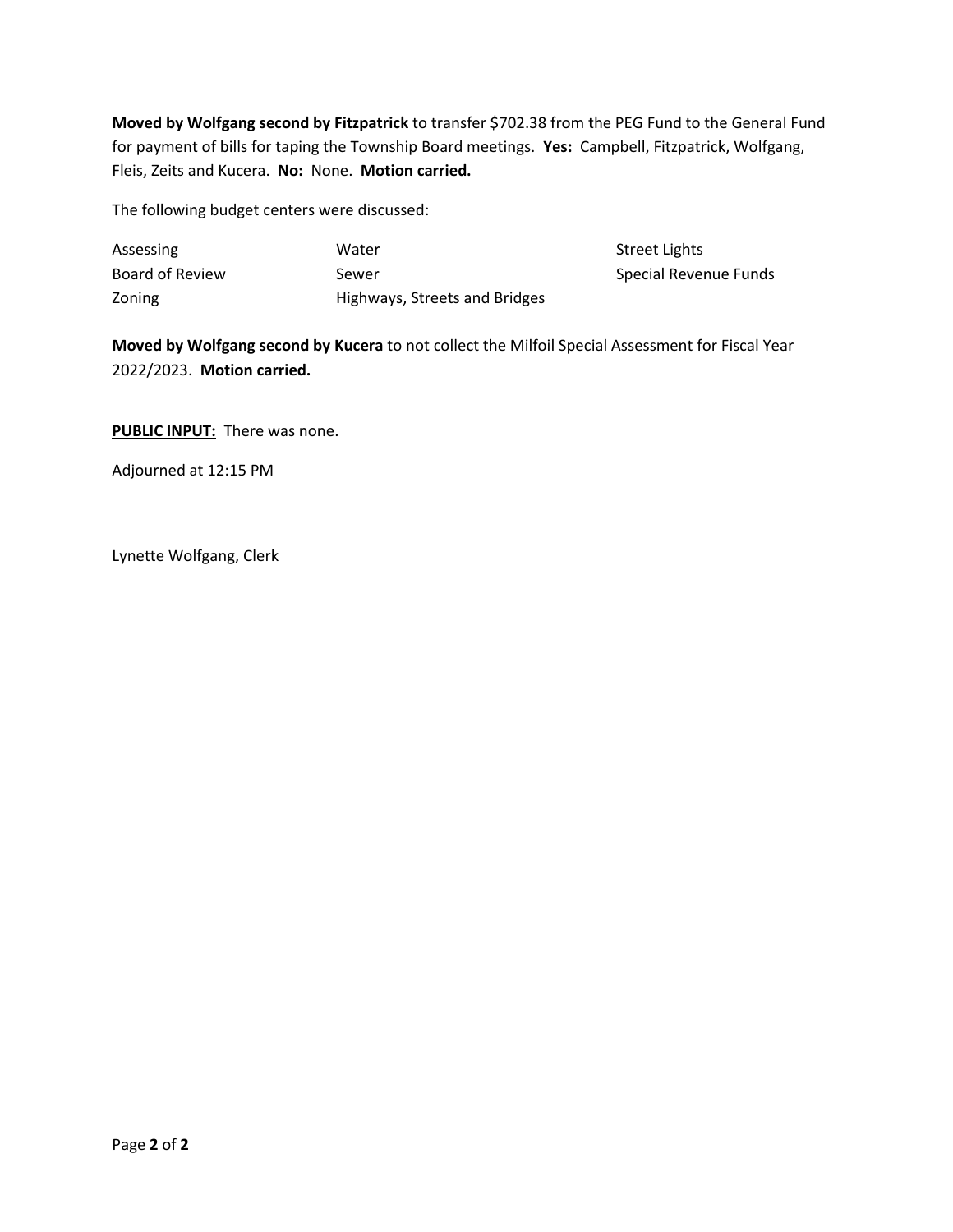**Moved by Wolfgang second by Fitzpatrick** to transfer $702.38 from the PEG Fund to the General Fund for payment of bills for taping the Township Board meetings. **Yes:** Campbell, Fitzpatrick, Wolfgang, Fleis, Zeits and Kucera. **No:** None. **Motion carried.**

The following budget centers were discussed:

| | | |
|---|---|---|
| Assessing | Water | Street Lights |
| Board of Review | Sewer | Special Revenue Funds |
| Zoning | Highways, Streets and Bridges | |

**Moved by Wolfgang second by Kucera** to not collect the Milfoil Special Assessment for Fiscal Year 2022/2023. **Motion carried.**

**PUBLIC INPUT:** There was none.

Adjourned at 12:15 PM

Lynette Wolfgang, Clerk